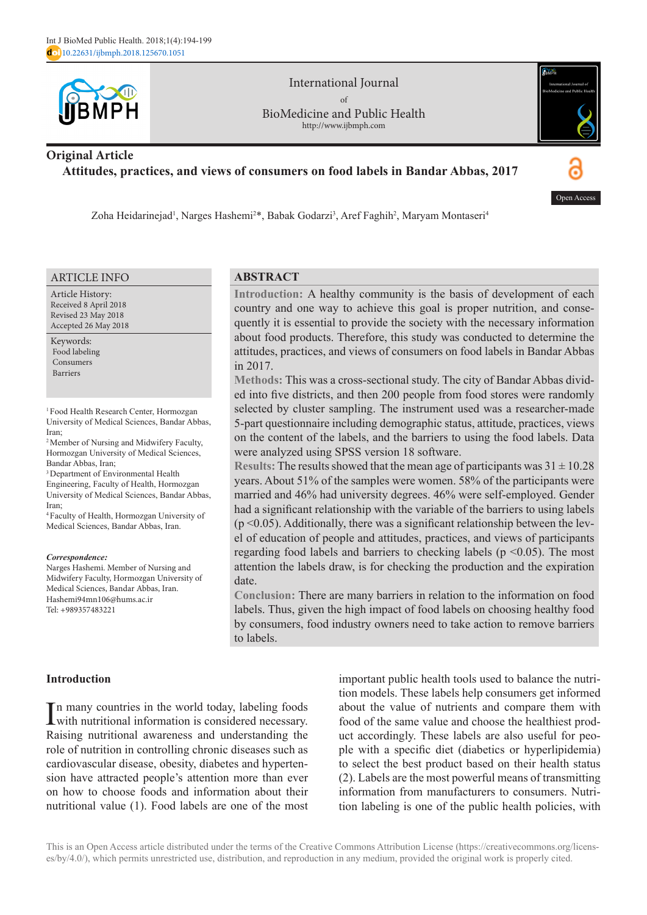Int J BioMed Public Health. 2018;1(4):194-199
doi 10.22631/ijbmph.2018.125670.1051

International Journal of BioMedicine and Public Health
http://www.ijbmph.com

**Original Article**

# Attitudes, practices, and views of consumers on food labels in Bandar Abbas, 2017

Open Access

Zoha Heidarinejad[1], Narges Hashemi[2]*, Babak Godarzi[3], Aref Faghih[2], Maryam Montaseri[4]

## ARTICLE INFO

Article History:
Received 8 April 2018
Revised 23 May 2018
Accepted 26 May 2018

Keywords:
Food labeling
Consumers
Barriers

[1] Food Health Research Center, Hormozgan University of Medical Sciences, Bandar Abbas, Iran;
[2] Member of Nursing and Midwifery Faculty, Hormozgan University of Medical Sciences, Bandar Abbas, Iran;
[3] Department of Environmental Health Engineering, Faculty of Health, Hormozgan University of Medical Sciences, Bandar Abbas, Iran;
[4] Faculty of Health, Hormozgan University of Medical Sciences, Bandar Abbas, Iran.

*Correspondence:*
Narges Hashemi. Member of Nursing and Midwifery Faculty, Hormozgan University of Medical Sciences, Bandar Abbas, Iran.
Hashemi94mn106@hums.ac.ir
Tel: +989357483221

## ABSTRACT

**Introduction:** A healthy community is the basis of development of each country and one way to achieve this goal is proper nutrition, and consequently it is essential to provide the society with the necessary information about food products. Therefore, this study was conducted to determine the attitudes, practices, and views of consumers on food labels in Bandar Abbas in 2017.

**Methods:** This was a cross-sectional study. The city of Bandar Abbas divided into five districts, and then 200 people from food stores were randomly selected by cluster sampling. The instrument used was a researcher-made 5-part questionnaire including demographic status, attitude, practices, views on the content of the labels, and the barriers to using the food labels. Data were analyzed using SPSS version 18 software.

**Results:** The results showed that the mean age of participants was 31 ± 10.28 years. About 51% of the samples were women. 58% of the participants were married and 46% had university degrees. 46% were self-employed. Gender had a significant relationship with the variable of the barriers to using labels ($p < 0.05$). Additionally, there was a significant relationship between the level of education of people and attitudes, practices, and views of participants regarding food labels and barriers to checking labels ($p < 0.05$). The most attention the labels draw, is for checking the production and the expiration date.

**Conclusion:** There are many barriers in relation to the information on food labels. Thus, given the high impact of food labels on choosing healthy food by consumers, food industry owners need to take action to remove barriers to labels.

## Introduction

In many countries in the world today, labeling foods with nutritional information is considered necessary. Raising nutritional awareness and understanding the role of nutrition in controlling chronic diseases such as cardiovascular disease, obesity, diabetes and hypertension have attracted people's attention more than ever on how to choose foods and information about their nutritional value (1). Food labels are one of the most important public health tools used to balance the nutrition models. These labels help consumers get informed about the value of nutrients and compare them with food of the same value and choose the healthiest product accordingly. These labels are also useful for people with a specific diet (diabetics or hyperlipidemia) to select the best product based on their health status (2). Labels are the most powerful means of transmitting information from manufacturers to consumers. Nutrition labeling is one of the public health policies, with

This is an Open Access article distributed under the terms of the Creative Commons Attribution License (https://creativecommons.org/licenses/by/4.0/), which permits unrestricted use, distribution, and reproduction in any medium, provided the original work is properly cited.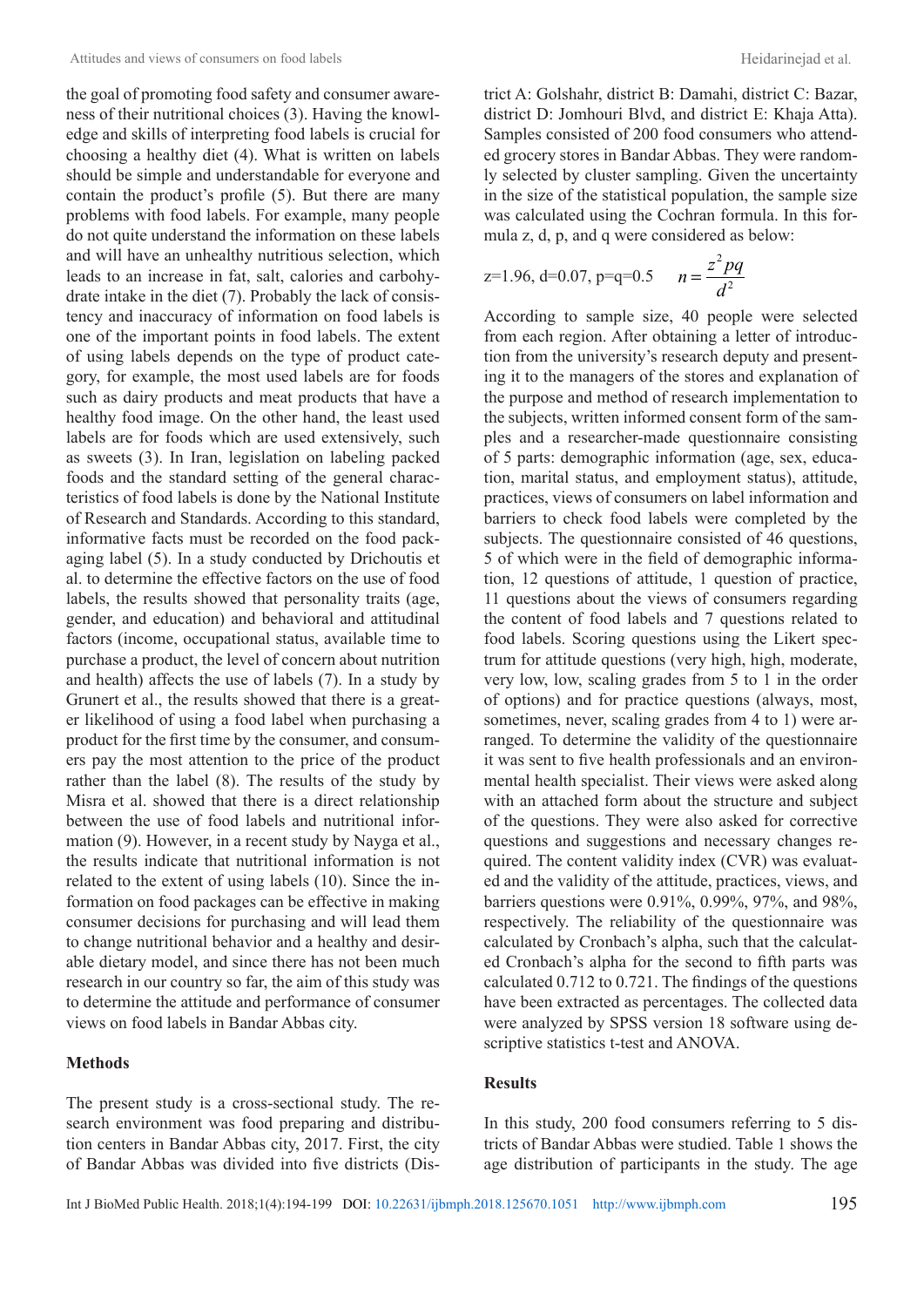the goal of promoting food safety and consumer awareness of their nutritional choices (3). Having the knowledge and skills of interpreting food labels is crucial for choosing a healthy diet (4). What is written on labels should be simple and understandable for everyone and contain the product's profile (5). But there are many problems with food labels. For example, many people do not quite understand the information on these labels and will have an unhealthy nutritious selection, which leads to an increase in fat, salt, calories and carbohydrate intake in the diet (7). Probably the lack of consistency and inaccuracy of information on food labels is one of the important points in food labels. The extent of using labels depends on the type of product category, for example, the most used labels are for foods such as dairy products and meat products that have a healthy food image. On the other hand, the least used labels are for foods which are used extensively, such as sweets (3). In Iran, legislation on labeling packed foods and the standard setting of the general characteristics of food labels is done by the National Institute of Research and Standards. According to this standard, informative facts must be recorded on the food packaging label (5). In a study conducted by Drichoutis et al. to determine the effective factors on the use of food labels, the results showed that personality traits (age, gender, and education) and behavioral and attitudinal factors (income, occupational status, available time to purchase a product, the level of concern about nutrition and health) affects the use of labels (7). In a study by Grunert et al., the results showed that there is a greater likelihood of using a food label when purchasing a product for the first time by the consumer, and consumers pay the most attention to the price of the product rather than the label (8). The results of the study by Misra et al. showed that there is a direct relationship between the use of food labels and nutritional information (9). However, in a recent study by Nayga et al., the results indicate that nutritional information is not related to the extent of using labels (10). Since the information on food packages can be effective in making consumer decisions for purchasing and will lead them to change nutritional behavior and a healthy and desirable dietary model, and since there has not been much research in our country so far, the aim of this study was to determine the attitude and performance of consumer views on food labels in Bandar Abbas city.

## Methods

The present study is a cross-sectional study. The research environment was food preparing and distribution centers in Bandar Abbas city, 2017. First, the city of Bandar Abbas was divided into five districts (District A: Golshahr, district B: Damahi, district C: Bazar, district D: Jomhouri Blvd, and district E: Khaja Atta). Samples consisted of 200 food consumers who attended grocery stores in Bandar Abbas. They were randomly selected by cluster sampling. Given the uncertainty in the size of the statistical population, the sample size was calculated using the Cochran formula. In this formula z, d, p, and q were considered as below:

$z=1.96$, $d=0.07$, $p=q=0.5$ $$n=\frac{z^2pq}{d^2}$$

According to sample size, 40 people were selected from each region. After obtaining a letter of introduction from the university's research deputy and presenting it to the managers of the stores and explanation of the purpose and method of research implementation to the subjects, written informed consent form of the samples and a researcher-made questionnaire consisting of 5 parts: demographic information (age, sex, education, marital status, and employment status), attitude, practices, views of consumers on label information and barriers to check food labels were completed by the subjects. The questionnaire consisted of 46 questions, 5 of which were in the field of demographic information, 12 questions of attitude, 1 question of practice, 11 questions about the views of consumers regarding the content of food labels and 7 questions related to food labels. Scoring questions using the Likert spectrum for attitude questions (very high, high, moderate, very low, low, scaling grades from 5 to 1 in the order of options) and for practice questions (always, most, sometimes, never, scaling grades from 4 to 1) were arranged. To determine the validity of the questionnaire it was sent to five health professionals and an environmental health specialist. Their views were asked along with an attached form about the structure and subject of the questions. They were also asked for corrective questions and suggestions and necessary changes required. The content validity index (CVR) was evaluated and the validity of the attitude, practices, views, and barriers questions were 0.91%, 0.99%, 97%, and 98%, respectively. The reliability of the questionnaire was calculated by Cronbach's alpha, such that the calculated Cronbach's alpha for the second to fifth parts was calculated 0.712 to 0.721. The findings of the questions have been extracted as percentages. The collected data were analyzed by SPSS version 18 software using descriptive statistics t-test and ANOVA.

## Results

In this study, 200 food consumers referring to 5 districts of Bandar Abbas were studied. Table 1 shows the age distribution of participants in the study. The age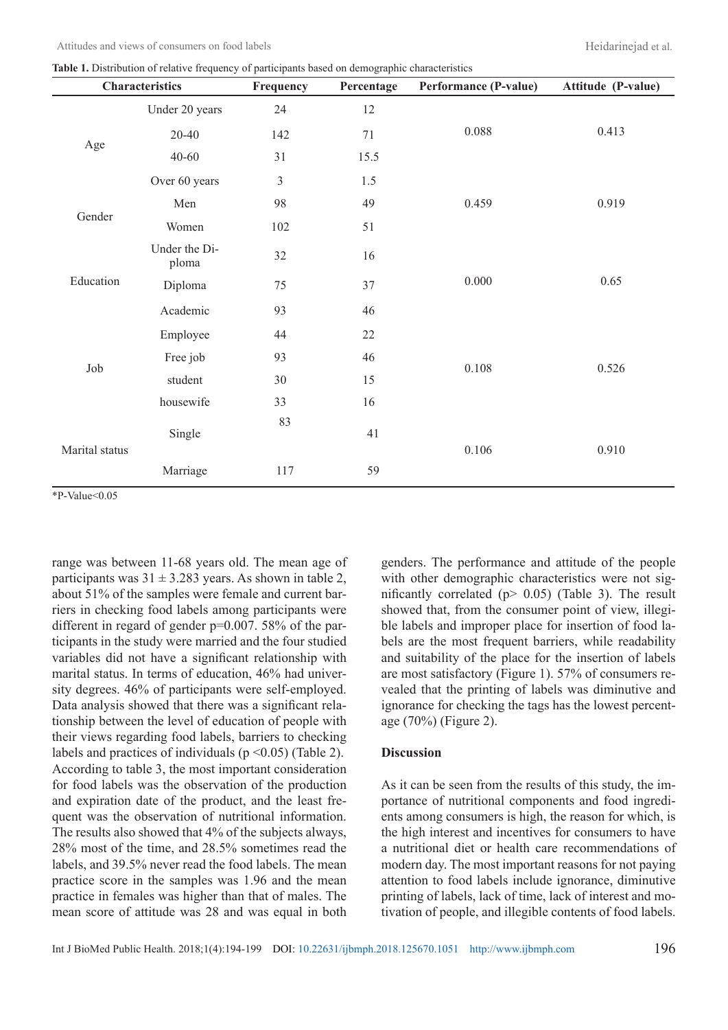**Table 1.** Distribution of relative frequency of participants based on demographic characteristics

| Characteristics | | Frequency | Percentage | Performance (P-value) | Attitude (P-value) |
|---|---|---|---|---|---|
| Age | Under 20 years | 24 | 12 | 0.088 | 0.413 |
| | 20-40 | 142 | 71 | | |
| | 40-60 | 31 | 15.5 | | |
| | Over 60 years | 3 | 1.5 | | |
| Gender | Men | 98 | 49 | 0.459 | 0.919 |
| | Women | 102 | 51 | | |
| Education | Under the Diploma | 32 | 16 | 0.000 | 0.65 |
| | Diploma | 75 | 37 | | |
| | Academic | 93 | 46 | | |
| Job | Employee | 44 | 22 | 0.108 | 0.526 |
| | Free job | 93 | 46 | | |
| | student | 30 | 15 | | |
| | housewife | 33 | 16 | | |
| Marital status | Single | 83 | 41 | 0.106 | 0.910 |
| | Marriage | 117 | 59 | | |

*P-Value<0.05

range was between 11-68 years old. The mean age of participants was 31 ± 3.283 years. As shown in table 2, about 51% of the samples were female and current barriers in checking food labels among participants were different in regard of gender p=0.007. 58% of the participants in the study were married and the four studied variables did not have a significant relationship with marital status. In terms of education, 46% had university degrees. 46% of participants were self-employed. Data analysis showed that there was a significant relationship between the level of education of people with their views regarding food labels, barriers to checking labels and practices of individuals ($p < 0.05$) (Table 2). According to table 3, the most important consideration for food labels was the observation of the production and expiration date of the product, and the least frequent was the observation of nutritional information. The results also showed that 4% of the subjects always, 28% most of the time, and 28.5% sometimes read the labels, and 39.5% never read the food labels. The mean practice score in the samples was 1.96 and the mean practice in females was higher than that of males. The mean score of attitude was 28 and was equal in both genders. The performance and attitude of the people with other demographic characteristics were not significantly correlated ($p > 0.05$) (Table 3). The result showed that, from the consumer point of view, illegible labels and improper place for insertion of food labels are the most frequent barriers, while readability and suitability of the place for the insertion of labels are most satisfactory (Figure 1). 57% of consumers revealed that the printing of labels was diminutive and ignorance for checking the tags has the lowest percentage (70%) (Figure 2).

## Discussion

As it can be seen from the results of this study, the importance of nutritional components and food ingredients among consumers is high, the reason for which, is the high interest and incentives for consumers to have a nutritional diet or health care recommendations of modern day. The most important reasons for not paying attention to food labels include ignorance, diminutive printing of labels, lack of time, lack of interest and motivation of people, and illegible contents of food labels.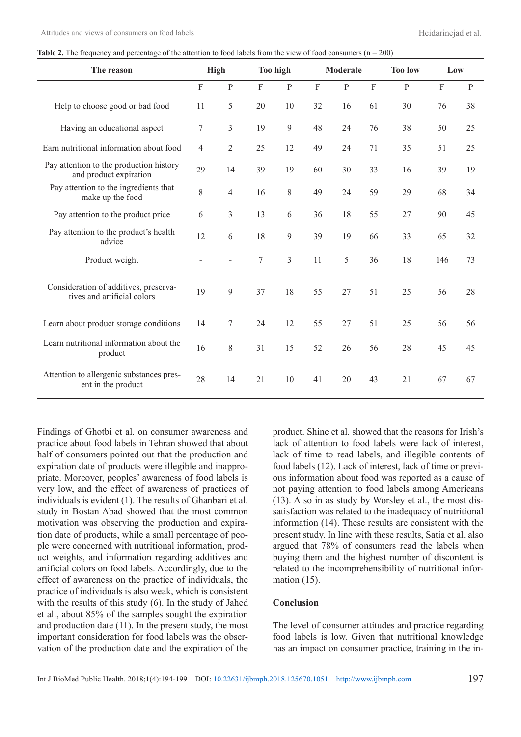**Table 2.** The frequency and percentage of the attention to food labels from the view of food consumers (n = 200)

| The reason | High | | Too high | | Moderate | | Too low | | Low | |
|---|---|---|---|---|---|---|---|---|---|---|
| | F | P | F | P | F | P | F | P | F | P |
| Help to choose good or bad food | 11 | 5 | 20 | 10 | 32 | 16 | 61 | 30 | 76 | 38 |
| Having an educational aspect | 7 | 3 | 19 | 9 | 48 | 24 | 76 | 38 | 50 | 25 |
| Earn nutritional information about food | 4 | 2 | 25 | 12 | 49 | 24 | 71 | 35 | 51 | 25 |
| Pay attention to the production history and product expiration | 29 | 14 | 39 | 19 | 60 | 30 | 33 | 16 | 39 | 19 |
| Pay attention to the ingredients that make up the food | 8 | 4 | 16 | 8 | 49 | 24 | 59 | 29 | 68 | 34 |
| Pay attention to the product price | 6 | 3 | 13 | 6 | 36 | 18 | 55 | 27 | 90 | 45 |
| Pay attention to the product's health advice | 12 | 6 | 18 | 9 | 39 | 19 | 66 | 33 | 65 | 32 |
| Product weight | - | - | 7 | 3 | 11 | 5 | 36 | 18 | 146 | 73 |
| Consideration of additives, preservatives and artificial colors | 19 | 9 | 37 | 18 | 55 | 27 | 51 | 25 | 56 | 28 |
| Learn about product storage conditions | 14 | 7 | 24 | 12 | 55 | 27 | 51 | 25 | 56 | 56 |
| Learn nutritional information about the product | 16 | 8 | 31 | 15 | 52 | 26 | 56 | 28 | 45 | 45 |
| Attention to allergenic substances present in the product | 28 | 14 | 21 | 10 | 41 | 20 | 43 | 21 | 67 | 67 |

Findings of Ghotbi et al. on consumer awareness and practice about food labels in Tehran showed that about half of consumers pointed out that the production and expiration date of products were illegible and inappropriate. Moreover, peoples' awareness of food labels is very low, and the effect of awareness of practices of individuals is evident (1). The results of Ghanbari et al. study in Bostan Abad showed that the most common motivation was observing the production and expiration date of products, while a small percentage of people were concerned with nutritional information, product weights, and information regarding additives and artificial colors on food labels. Accordingly, due to the effect of awareness on the practice of individuals, the practice of individuals is also weak, which is consistent with the results of this study (6). In the study of Jahed et al., about 85% of the samples sought the expiration and production date (11). In the present study, the most important consideration for food labels was the observation of the production date and the expiration of the product. Shine et al. showed that the reasons for Irish's lack of attention to food labels were lack of interest, lack of time to read labels, and illegible contents of food labels (12). Lack of interest, lack of time or previous information about food was reported as a cause of not paying attention to food labels among Americans (13). Also in as study by Worsley et al., the most dissatisfaction was related to the inadequacy of nutritional information (14). These results are consistent with the present study. In line with these results, Satia et al. also argued that 78% of consumers read the labels when buying them and the highest number of discontent is related to the incomprehensibility of nutritional information (15).

## Conclusion

The level of consumer attitudes and practice regarding food labels is low. Given that nutritional knowledge has an impact on consumer practice, training in the in-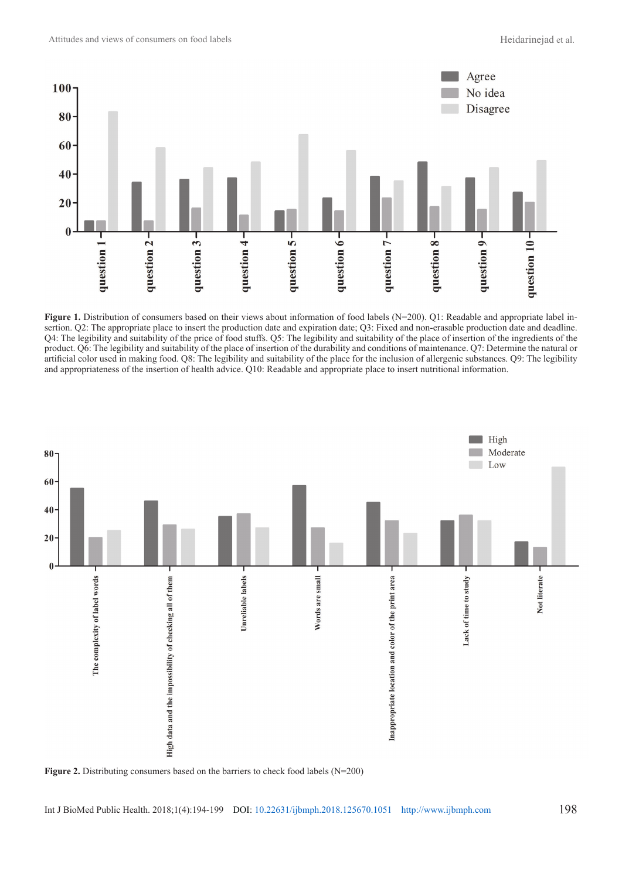**Figure 1.** Distribution of consumers based on their views about information of food labels (N=200). Q1: Readable and appropriate label insertion. Q2: The appropriate place to insert the production date and expiration date; Q3: Fixed and non-erasable production date and deadline. Q4: The legibility and suitability of the price of food stuffs. Q5: The legibility and suitability of the place of insertion of the ingredients of the product. Q6: The legibility and suitability of the place of insertion of the durability and conditions of maintenance. Q7: Determine the natural or artificial color used in making food. Q8: The legibility and suitability of the place for the inclusion of allergenic substances. Q9: The legibility and appropriateness of the insertion of health advice. Q10: Readable and appropriate place to insert nutritional information.

**Figure 2.** Distributing consumers based on the barriers to check food labels (N=200)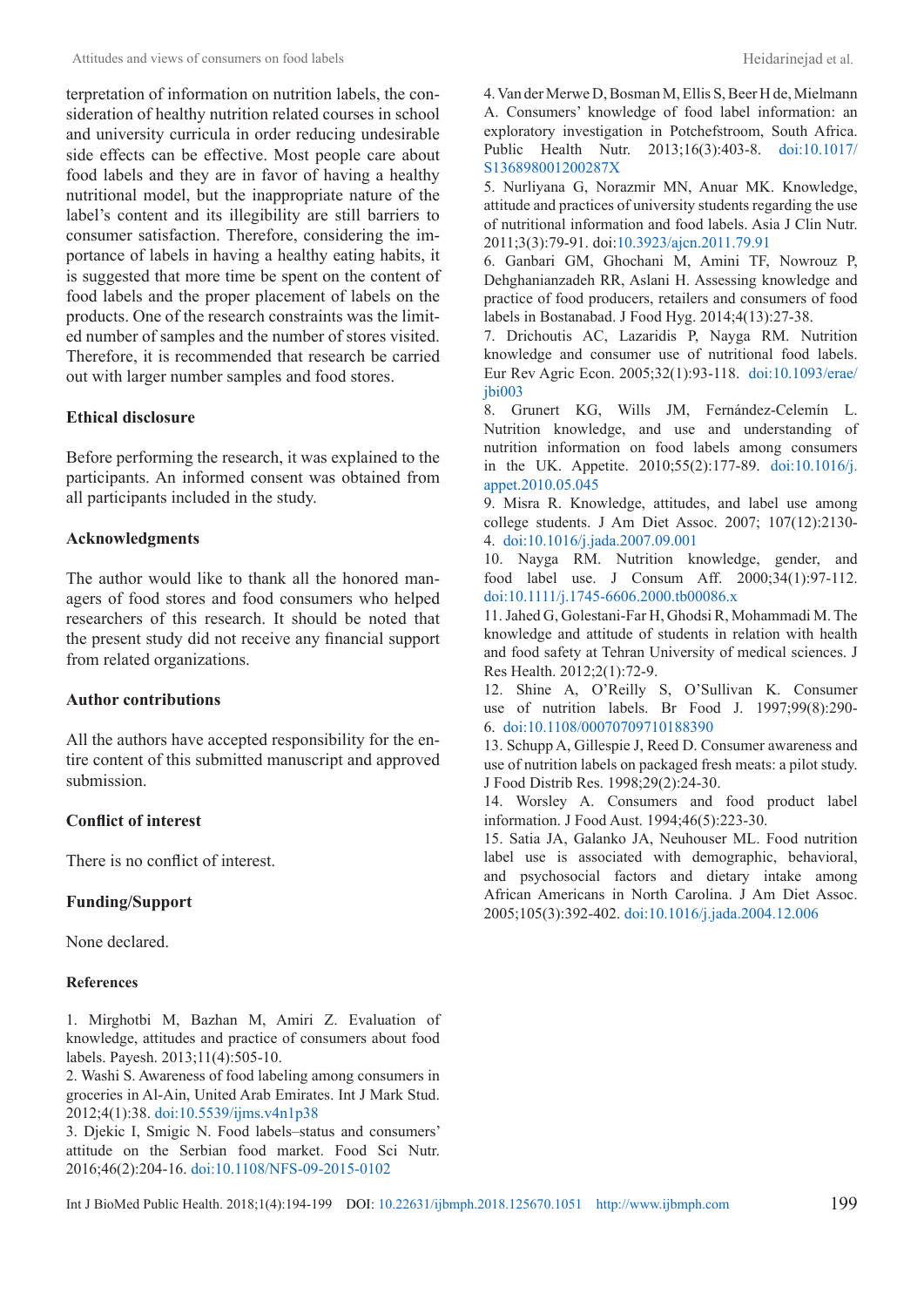terpretation of information on nutrition labels, the consideration of healthy nutrition related courses in school and university curricula in order reducing undesirable side effects can be effective. Most people care about food labels and they are in favor of having a healthy nutritional model, but the inappropriate nature of the label's content and its illegibility are still barriers to consumer satisfaction. Therefore, considering the importance of labels in having a healthy eating habits, it is suggested that more time be spent on the content of food labels and the proper placement of labels on the products. One of the research constraints was the limited number of samples and the number of stores visited. Therefore, it is recommended that research be carried out with larger number samples and food stores.

## Ethical disclosure

Before performing the research, it was explained to the participants. An informed consent was obtained from all participants included in the study.

## Acknowledgments

The author would like to thank all the honored managers of food stores and food consumers who helped researchers of this research. It should be noted that the present study did not receive any financial support from related organizations.

## Author contributions

All the authors have accepted responsibility for the entire content of this submitted manuscript and approved submission.

## Conflict of interest

There is no conflict of interest.

## Funding/Support

None declared.

## References

1. Mirghotbi M, Bazhan M, Amiri Z. Evaluation of knowledge, attitudes and practice of consumers about food labels. Payesh. 2013;11(4):505-10.
2. Washi S. Awareness of food labeling among consumers in groceries in Al-Ain, United Arab Emirates. Int J Mark Stud. 2012;4(1):38. doi:10.5539/ijms.v4n1p38
3. Djekic I, Smigic N. Food labels–status and consumers' attitude on the Serbian food market. Food Sci Nutr. 2016;46(2):204-16. doi:10.1108/NFS-09-2015-0102
4. Van der Merwe D, Bosman M, Ellis S, Beer H de, Mielmann A. Consumers' knowledge of food label information: an exploratory investigation in Potchefstroom, South Africa. Public Health Nutr. 2013;16(3):403-8. doi:10.1017/S136898001200287X
5. Nurliyana G, Norazmir MN, Anuar MK. Knowledge, attitude and practices of university students regarding the use of nutritional information and food labels. Asia J Clin Nutr. 2011;3(3):79-91. doi:10.3923/ajcn.2011.79.91
6. Ganbari GM, Ghochani M, Amini TF, Nowrouz P, Dehghanianzadeh RR, Aslani H. Assessing knowledge and practice of food producers, retailers and consumers of food labels in Bostanabad. J Food Hyg. 2014;4(13):27-38.
7. Drichoutis AC, Lazaridis P, Nayga RM. Nutrition knowledge and consumer use of nutritional food labels. Eur Rev Agric Econ. 2005;32(1):93-118. doi:10.1093/erae/jbi003
8. Grunert KG, Wills JM, Fernández-Celemín L. Nutrition knowledge, and use and understanding of nutrition information on food labels among consumers in the UK. Appetite. 2010;55(2):177-89. doi:10.1016/j.appet.2010.05.045
9. Misra R. Knowledge, attitudes, and label use among college students. J Am Diet Assoc. 2007; 107(12):2130-4. doi:10.1016/j.jada.2007.09.001
10. Nayga RM. Nutrition knowledge, gender, and food label use. J Consum Aff. 2000;34(1):97-112. doi:10.1111/j.1745-6606.2000.tb00086.x
11. Jahed G, Golestani-Far H, Ghodsi R, Mohammadi M. The knowledge and attitude of students in relation with health and food safety at Tehran University of medical sciences. J Res Health. 2012;2(1):72-9.
12. Shine A, O'Reilly S, O'Sullivan K. Consumer use of nutrition labels. Br Food J. 1997;99(8):290-6. doi:10.1108/00070709710188390
13. Schupp A, Gillespie J, Reed D. Consumer awareness and use of nutrition labels on packaged fresh meats: a pilot study. J Food Distrib Res. 1998;29(2):24-30.
14. Worsley A. Consumers and food product label information. J Food Aust. 1994;46(5):223-30.
15. Satia JA, Galanko JA, Neuhouser ML. Food nutrition label use is associated with demographic, behavioral, and psychosocial factors and dietary intake among African Americans in North Carolina. J Am Diet Assoc. 2005;105(3):392-402. doi:10.1016/j.jada.2004.12.006